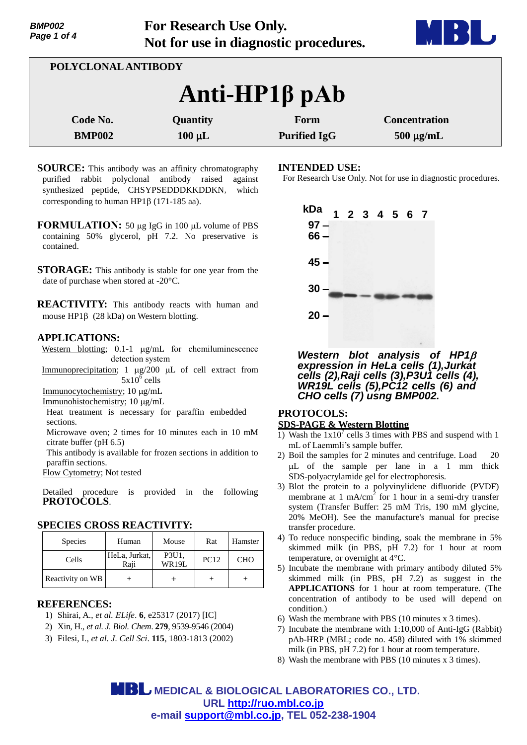For Research Use Only.
Not for use in diagnostic procedures.

POLYCOLONAL ANTIBODY

# Anti-HP1β pAb

| Code No. | Quantity | Form | Concentration |
|---|---|---|---|
| BMP002 | 100 µL | Purified IgG | 500 µg/mL |

**SOURCE:** This antibody was an affinity chromatography purified rabbit polyclonal antibody raised against synthesized peptide, CHSYPSEDDDKKDDKN, which corresponding to human HP1β (171-185 aa).

**FORMULATION:** 50 µg IgG in 100 µL volume of PBS containing 50% glycerol, pH 7.2. No preservative is contained.

**STORAGE:** This antibody is stable for one year from the date of purchase when stored at -20°C.

**REACTIVITY:** This antibody reacts with human and mouse HP1β (28 kDa) on Western blotting.

## APPLICATIONS:

Western blotting; 0.1-1 µg/mL for chemiluminescence detection system

Immunoprecipitation; 1 µg/200 µL of cell extract from $5x10^6$ cells

Immunocytochemistry; 10 µg/mL

Immunohistochemistry; 10 µg/mL

Heat treatment is necessary for paraffin embedded sections.

Microwave oven; 2 times for 10 minutes each in 10 mM citrate buffer (pH 6.5)

This antibody is available for frozen sections in addition to paraffin sections.

Flow Cytometry; Not tested

Detailed procedure is provided in the following **PROTOCOLS**.

## SPECIES CROSS REACTIVITY:

| Species | Human | Mouse | Rat | Hamster |
|---|---|---|---|---|
| Cells | HeLa, Jurkat, Raji | P3U1, WR19L | PC12 | CHO |
| Reactivity on WB | + | + | + | + |

## REFERENCES:

1) Shirai, A., *et al. ELife*. **6**, e25317 (2017) [IC]
2) Xin, H., *et al. J. Biol. Chem*. **279**, 9539-9546 (2004)
3) Filesi, I., *et al. J. Cell Sci*. **115**, 1803-1813 (2002)

## INTENDED USE:

For Research Use Only. Not for use in diagnostic procedures.

***Western blot analysis of HP1β expression in HeLa cells (1),Jurkat cells (2),Raji cells (3),P3U1 cells (4), WR19L cells (5),PC12 cells (6) and CHO cells (7) usng BMP002.***

## PROTOCOLS:

### SDS-PAGE & Western Blotting

1) Wash the $1x10^7$ cells 3 times with PBS and suspend with 1 mL of Laemmli's sample buffer.
2) Boil the samples for 2 minutes and centrifuge. Load 20 µL of the sample per lane in a 1 mm thick SDS-polyacrylamide gel for electrophoresis.
3) Blot the protein to a polyvinylidene difluoride (PVDF) membrane at 1 mA/$cm^2$ for 1 hour in a semi-dry transfer system (Transfer Buffer: 25 mM Tris, 190 mM glycine, 20% MeOH). See the manufacture's manual for precise transfer procedure.
4) To reduce nonspecific binding, soak the membrane in 5% skimmed milk (in PBS, pH 7.2) for 1 hour at room temperature, or overnight at 4°C.
5) Incubate the membrane with primary antibody diluted 5% skimmed milk (in PBS, pH 7.2) as suggest in the **APPLICATIONS** for 1 hour at room temperature. (The concentration of antibody to be used will depend on condition.)
6) Wash the membrane with PBS (10 minutes x 3 times).
7) Incubate the membrane with 1:10,000 of Anti-IgG (Rabbit) pAb-HRP (MBL; code no. 458) diluted with 1% skimmed milk (in PBS, pH 7.2) for 1 hour at room temperature.
8) Wash the membrane with PBS (10 minutes x 3 times).

MEDICAL & BIOLOGICAL LABORATORIES CO., LTD.
URL http://ruo.mbl.co.jp
e-mail support@mbl.co.jp, TEL 052-238-1904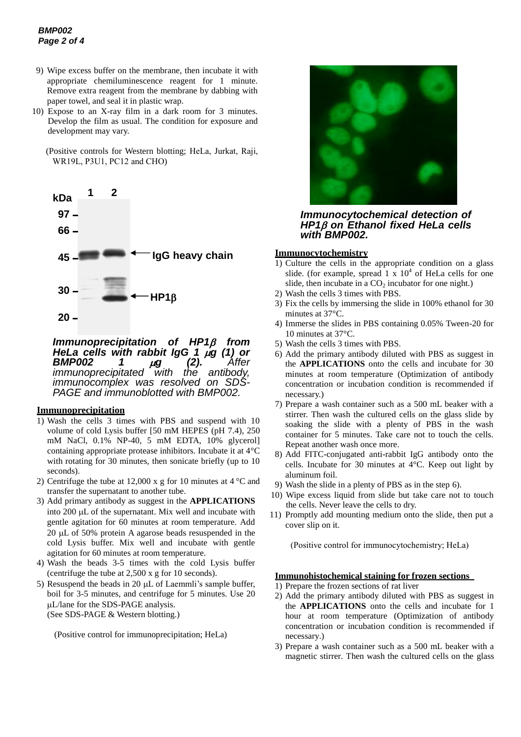9) Wipe excess buffer on the membrane, then incubate it with appropriate chemiluminescence reagent for 1 minute. Remove extra reagent from the membrane by dabbing with paper towel, and seal it in plastic wrap.
10) Expose to an X-ray film in a dark room for 3 minutes. Develop the film as usual. The condition for exposure and development may vary.

(Positive controls for Western blotting; HeLa, Jurkat, Raji, WR19L, P3U1, PC12 and CHO)

*Immunoprecipitation of HP1β from HeLa cells with rabbit IgG 1 μg (1) or BMP002 1 μg (2). After immunoprecipitated with the antibody, immunocomplex was resolved on SDS-PAGE and immunoblotted with BMP002.*

## Immunoprecipitation

1) Wash the cells 3 times with PBS and suspend with 10 volume of cold Lysis buffer [50 mM HEPES (pH 7.4), 250 mM NaCl, 0.1% NP-40, 5 mM EDTA, 10% glycerol] containing appropriate protease inhibitors. Incubate it at 4°C with rotating for 30 minutes, then sonicate briefly (up to 10 seconds).
2) Centrifuge the tube at 12,000 x g for 10 minutes at 4 °C and transfer the supernatant to another tube.
3) Add primary antibody as suggest in the **APPLICATIONS** into 200 μL of the supernatant. Mix well and incubate with gentle agitation for 60 minutes at room temperature. Add 20 μL of 50% protein A agarose beads resuspended in the cold Lysis buffer. Mix well and incubate with gentle agitation for 60 minutes at room temperature.
4) Wash the beads 3-5 times with the cold Lysis buffer (centrifuge the tube at 2,500 x g for 10 seconds).
5) Resuspend the beads in 20 μL of Laemmli's sample buffer, boil for 3-5 minutes, and centrifuge for 5 minutes. Use 20 μL/lane for the SDS-PAGE analysis.
(See SDS-PAGE & Western blotting.)

(Positive control for immunoprecipitation; HeLa)

*Immunocytochemical detection of HP1β on Ethanol fixed HeLa cells with BMP002.*

## Immunocytochemistry

1) Culture the cells in the appropriate condition on a glass slide. (for example, spread 1 x $10^4$ of HeLa cells for one slide, then incubate in a $CO_2$ incubator for one night.)
2) Wash the cells 3 times with PBS.
3) Fix the cells by immersing the slide in 100% ethanol for 30 minutes at 37°C.
4) Immerse the slides in PBS containing 0.05% Tween-20 for 10 minutes at 37°C.
5) Wash the cells 3 times with PBS.
6) Add the primary antibody diluted with PBS as suggest in the **APPLICATIONS** onto the cells and incubate for 30 minutes at room temperature (Optimization of antibody concentration or incubation condition is recommended if necessary.)
7) Prepare a wash container such as a 500 mL beaker with a stirrer. Then wash the cultured cells on the glass slide by soaking the slide with a plenty of PBS in the wash container for 5 minutes. Take care not to touch the cells. Repeat another wash once more.
8) Add FITC-conjugated anti-rabbit IgG antibody onto the cells. Incubate for 30 minutes at 4°C. Keep out light by aluminum foil.
9) Wash the slide in a plenty of PBS as in the step 6).
10) Wipe excess liquid from slide but take care not to touch the cells. Never leave the cells to dry.
11) Promptly add mounting medium onto the slide, then put a cover slip on it.

(Positive control for immunocytochemistry; HeLa)

## Immunohistochemical staining for frozen sections

1) Prepare the frozen sections of rat liver
2) Add the primary antibody diluted with PBS as suggest in the **APPLICATIONS** onto the cells and incubate for 1 hour at room temperature (Optimization of antibody concentration or incubation condition is recommended if necessary.)
3) Prepare a wash container such as a 500 mL beaker with a magnetic stirrer. Then wash the cultured cells on the glass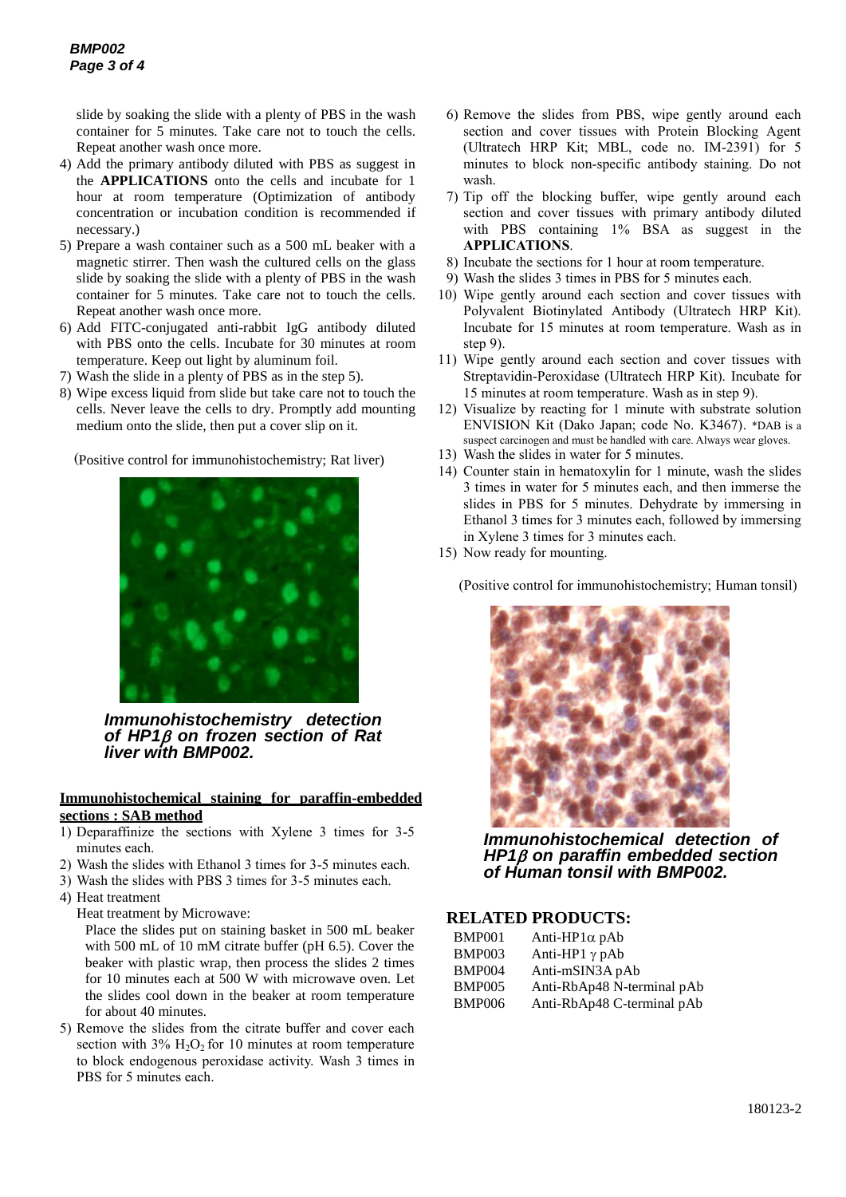slide by soaking the slide with a plenty of PBS in the wash container for 5 minutes. Take care not to touch the cells. Repeat another wash once more.

4) Add the primary antibody diluted with PBS as suggest in the **APPLICATIONS** onto the cells and incubate for 1 hour at room temperature (Optimization of antibody concentration or incubation condition is recommended if necessary.)
5) Prepare a wash container such as a 500 mL beaker with a magnetic stirrer. Then wash the cultured cells on the glass slide by soaking the slide with a plenty of PBS in the wash container for 5 minutes. Take care not to touch the cells. Repeat another wash once more.
6) Add FITC-conjugated anti-rabbit IgG antibody diluted with PBS onto the cells. Incubate for 30 minutes at room temperature. Keep out light by aluminum foil.
7) Wash the slide in a plenty of PBS as in the step 5).
8) Wipe excess liquid from slide but take care not to touch the cells. Never leave the cells to dry. Promptly add mounting medium onto the slide, then put a cover slip on it.

(Positive control for immunohistochemistry; Rat liver)

***Immunohistochemistry detection of HP1$\beta$ on frozen section of Rat liver with BMP002.***

**Immunohistochemical staining for paraffin-embedded sections : SAB method**

1) Deparaffinize the sections with Xylene 3 times for 3-5 minutes each.
2) Wash the slides with Ethanol 3 times for 3-5 minutes each.
3) Wash the slides with PBS 3 times for 3-5 minutes each.
4) Heat treatment

   Heat treatment by Microwave:

   Place the slides put on staining basket in 500 mL beaker with 500 mL of 10 mM citrate buffer (pH 6.5). Cover the beaker with plastic wrap, then process the slides 2 times for 10 minutes each at 500 W with microwave oven. Let the slides cool down in the beaker at room temperature for about 40 minutes.
5) Remove the slides from the citrate buffer and cover each section with 3% $H_2O_2$ for 10 minutes at room temperature to block endogenous peroxidase activity. Wash 3 times in PBS for 5 minutes each.
6) Remove the slides from PBS, wipe gently around each section and cover tissues with Protein Blocking Agent (Ultratech HRP Kit; MBL, code no. IM-2391) for 5 minutes to block non-specific antibody staining. Do not wash.
7) Tip off the blocking buffer, wipe gently around each section and cover tissues with primary antibody diluted with PBS containing 1% BSA as suggest in the **APPLICATIONS**.
8) Incubate the sections for 1 hour at room temperature.
9) Wash the slides 3 times in PBS for 5 minutes each.
10) Wipe gently around each section and cover tissues with Polyvalent Biotinylated Antibody (Ultratech HRP Kit). Incubate for 15 minutes at room temperature. Wash as in step 9).
11) Wipe gently around each section and cover tissues with Streptavidin-Peroxidase (Ultratech HRP Kit). Incubate for 15 minutes at room temperature. Wash as in step 9).
12) Visualize by reacting for 1 minute with substrate solution ENVISION Kit (Dako Japan; code No. K3467). *DAB is a suspect carcinogen and must be handled with care. Always wear gloves.
13) Wash the slides in water for 5 minutes.
14) Counter stain in hematoxylin for 1 minute, wash the slides 3 times in water for 5 minutes each, and then immerse the slides in PBS for 5 minutes. Dehydrate by immersing in Ethanol 3 times for 3 minutes each, followed by immersing in Xylene 3 times for 3 minutes each.
15) Now ready for mounting.

(Positive control for immunohistochemistry; Human tonsil)

***Immunohistochemical detection of HP1$\beta$ on paraffin embedded section of Human tonsil with BMP002.***

## RELATED PRODUCTS:

| | |
|---|---|
| BMP001 | Anti-HP1$\alpha$ pAb |
| BMP003 | Anti-HP1 $\gamma$ pAb |
| BMP004 | Anti-mSIN3A pAb |
| BMP005 | Anti-RbAp48 N-terminal pAb |
| BMP006 | Anti-RbAp48 C-terminal pAb |

180123-2